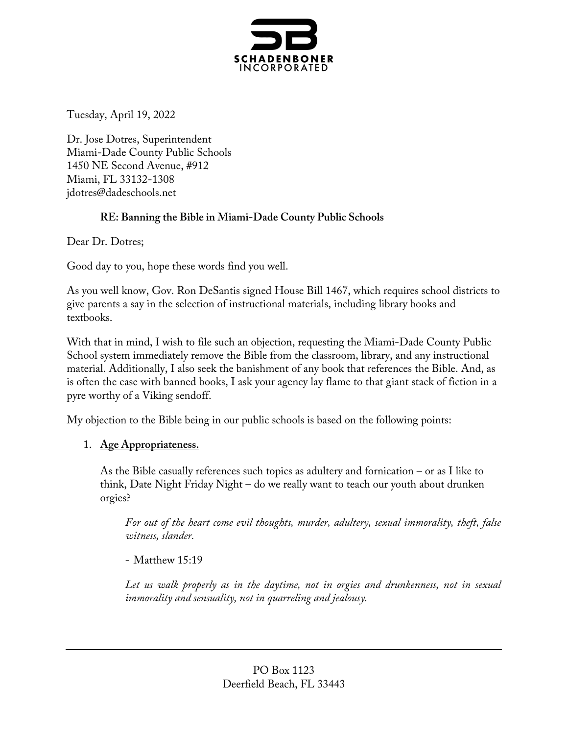**SCHADENBONER**
INCORPORATED

Tuesday, April 19, 2022

Dr. Jose Dotres, Superintendent
Miami-Dade County Public Schools
1450 NE Second Avenue, #912
Miami, FL 33132-1308
jdotres@dadeschools.net

**RE: Banning the Bible in Miami-Dade County Public Schools**

Dear Dr. Dotres;

Good day to you, hope these words find you well.

As you well know, Gov. Ron DeSantis signed House Bill 1467, which requires school districts to give parents a say in the selection of instructional materials, including library books and textbooks.

With that in mind, I wish to file such an objection, requesting the Miami-Dade County Public School system immediately remove the Bible from the classroom, library, and any instructional material. Additionally, I also seek the banishment of any book that references the Bible. And, as is often the case with banned books, I ask your agency lay flame to that giant stack of fiction in a pyre worthy of a Viking sendoff.

My objection to the Bible being in our public schools is based on the following points:

1. **Age Appropriateness.**

   As the Bible casually references such topics as adultery and fornication – or as I like to think, Date Night Friday Night – do we really want to teach our youth about drunken orgies?

   > *For out of the heart come evil thoughts, murder, adultery, sexual immorality, theft, false witness, slander.*
   >
   > \- Matthew 15:19
   >
   > *Let us walk properly as in the daytime, not in orgies and drunkenness, not in sexual immorality and sensuality, not in quarreling and jealousy.*

PO Box 1123
Deerfield Beach, FL 33443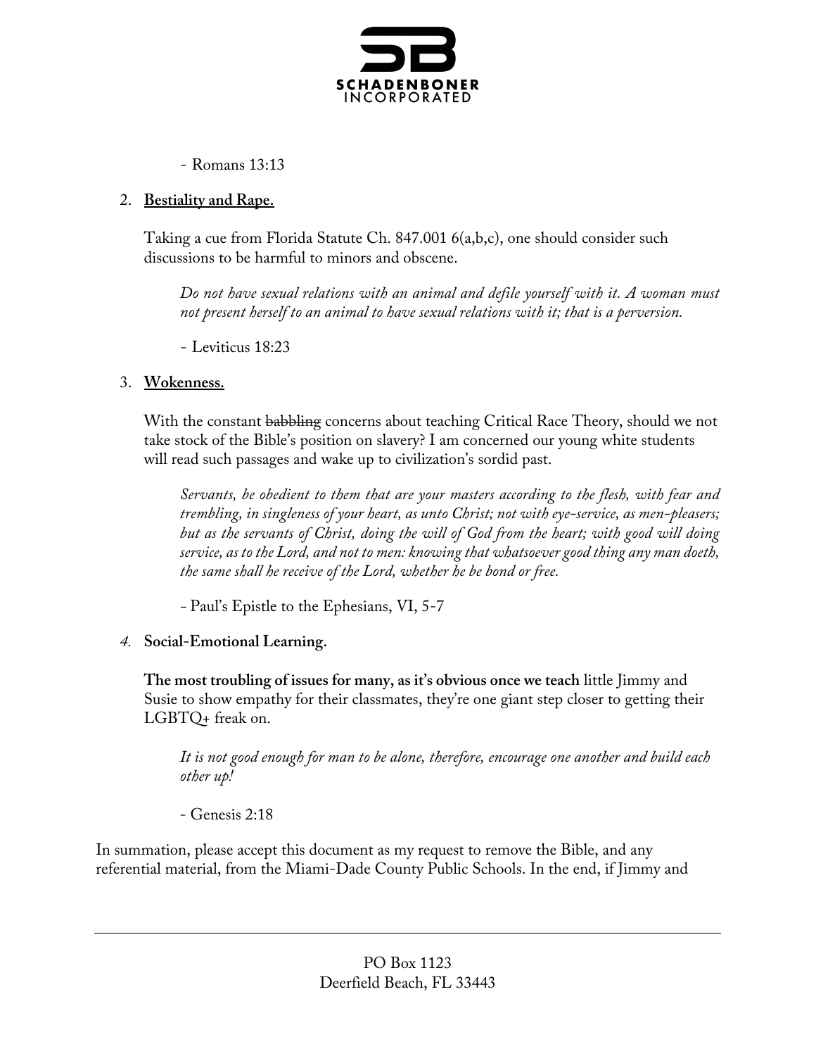- Romans 13:13

2. **Bestiality and Rape.**

   Taking a cue from Florida Statute Ch. 847.001 6(a,b,c), one should consider such discussions to be harmful to minors and obscene.

   > *Do not have sexual relations with an animal and defile yourself with it. A woman must not present herself to an animal to have sexual relations with it; that is a perversion.*
   >
   > - Leviticus 18:23

3. **Wokenness.**

   With the constant ~~babbling~~ concerns about teaching Critical Race Theory, should we not take stock of the Bible's position on slavery? I am concerned our young white students will read such passages and wake up to civilization's sordid past.

   > *Servants, be obedient to them that are your masters according to the flesh, with fear and trembling, in singleness of your heart, as unto Christ; not with eye-service, as men-pleasers; but as the servants of Christ, doing the will of God from the heart; with good will doing service, as to the Lord, and not to men: knowing that whatsoever good thing any man doeth, the same shall he receive of the Lord, whether he be bond or free.*
   >
   > - Paul's Epistle to the Ephesians, VI, 5-7

4. **Social-Emotional Learning.**

   **The most troubling of issues for many, as it's obvious once we teach** little Jimmy and Susie to show empathy for their classmates, they're one giant step closer to getting their LGBTQ+ freak on.

   > *It is not good enough for man to be alone, therefore, encourage one another and build each other up!*
   >
   > - Genesis 2:18

In summation, please accept this document as my request to remove the Bible, and any referential material, from the Miami-Dade County Public Schools. In the end, if Jimmy and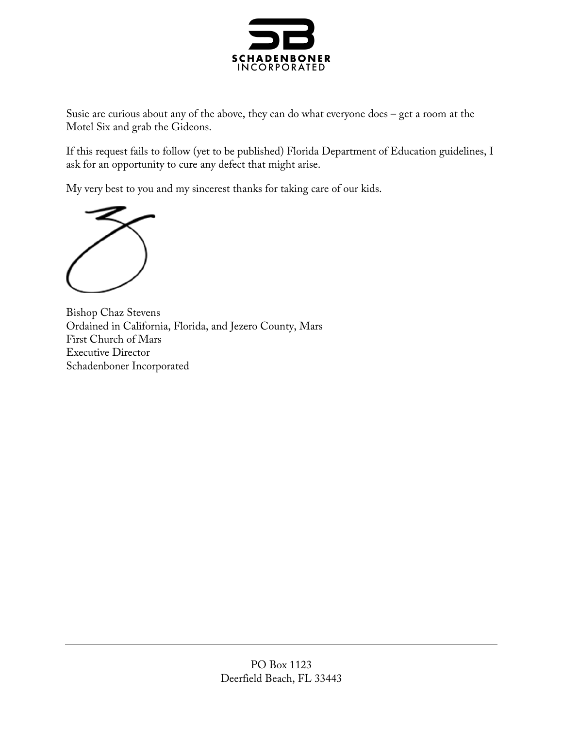Susie are curious about any of the above, they can do what everyone does – get a room at the Motel Six and grab the Gideons.

If this request fails to follow (yet to be published) Florida Department of Education guidelines, I ask for an opportunity to cure any defect that might arise.

My very best to you and my sincerest thanks for taking care of our kids.

Bishop Chaz Stevens
Ordained in California, Florida, and Jezero County, Mars
First Church of Mars
Executive Director
Schadenboner Incorporated